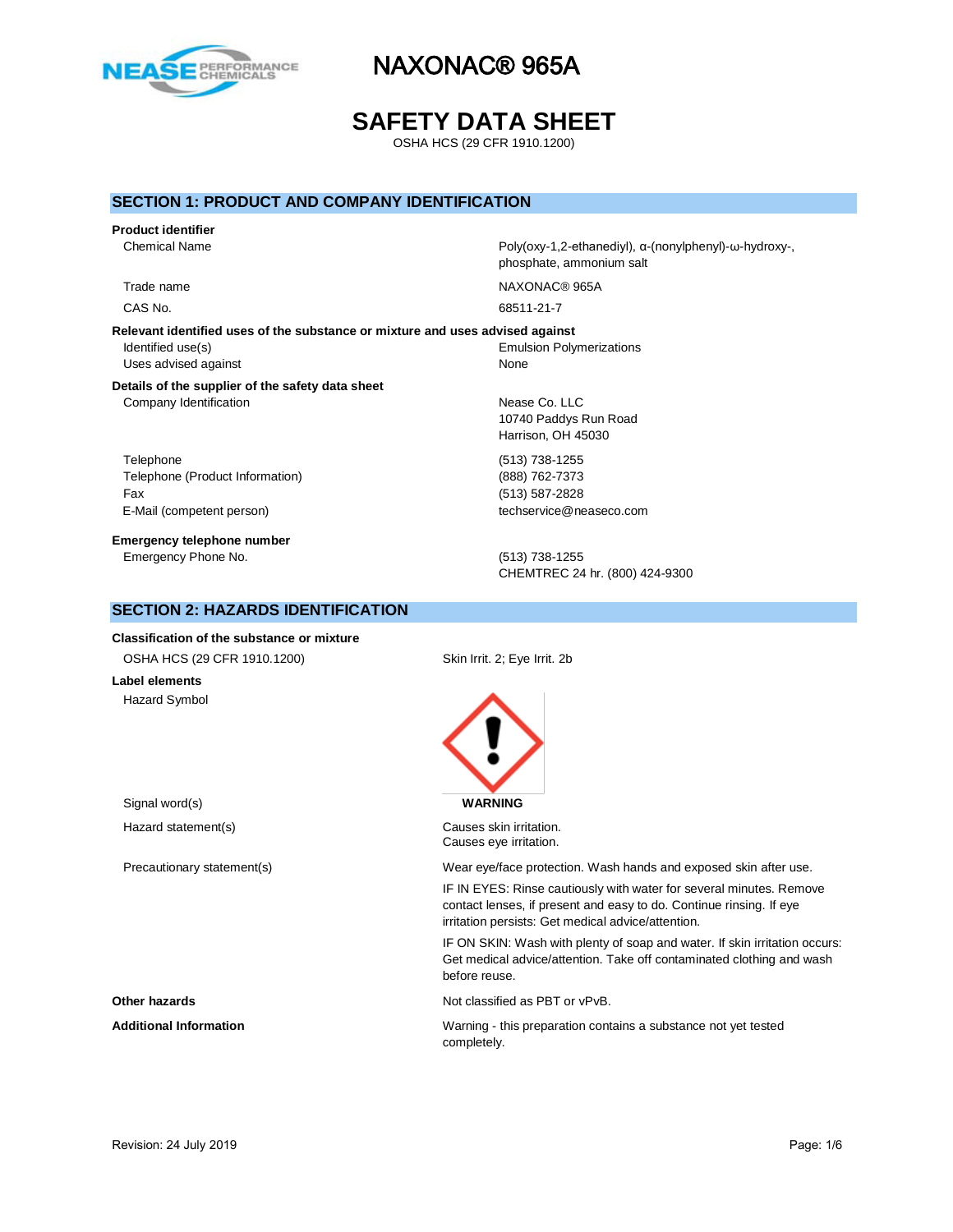# NAXONAC® 965A

# SAFETY DATA SHEET

OSHA HCS (29 CFR 1910.1200)

## SECTION 1: PRODUCT AND COMPANY IDENTIFICATION

**Product identifier**

| | |
|---|---|
| Chemical Name | Poly(oxy-1,2-ethanediyl), α-(nonylphenyl)-ω-hydroxy-, phosphate, ammonium salt |
| Trade name | NAXONAC® 965A |
| CAS No. | 68511-21-7 |

**Relevant identified uses of the substance or mixture and uses advised against**

| | |
|---|---|
| Identified use(s) | Emulsion Polymerizations |
| Uses advised against | None |

**Details of the supplier of the safety data sheet**

| | |
|---|---|
| Company Identification | Nease Co. LLC<br>10740 Paddys Run Road<br>Harrison, OH 45030 |
| Telephone | (513) 738-1255 |
| Telephone (Product Information) | (888) 762-7373 |
| Fax | (513) 587-2828 |
| E-Mail (competent person) | techservice@neaseco.com |

**Emergency telephone number**

| | |
|---|---|
| Emergency Phone No. | (513) 738-1255<br>CHEMTREC 24 hr. (800) 424-9300 |

## SECTION 2: HAZARDS IDENTIFICATION

**Classification of the substance or mixture**

| | |
|---|---|
| OSHA HCS (29 CFR 1910.1200) | Skin Irrit. 2; Eye Irrit. 2b |

**Label elements**

Hazard Symbol

Signal word(s): **WARNING**

Hazard statement(s):
Causes skin irritation.
Causes eye irritation.

Precautionary statement(s):

Wear eye/face protection. Wash hands and exposed skin after use.

IF IN EYES: Rinse cautiously with water for several minutes. Remove contact lenses, if present and easy to do. Continue rinsing. If eye irritation persists: Get medical advice/attention.

IF ON SKIN: Wash with plenty of soap and water. If skin irritation occurs: Get medical advice/attention. Take off contaminated clothing and wash before reuse.

**Other hazards**: Not classified as PBT or vPvB.

**Additional Information**: Warning - this preparation contains a substance not yet tested completely.

Revision: 24 July 2019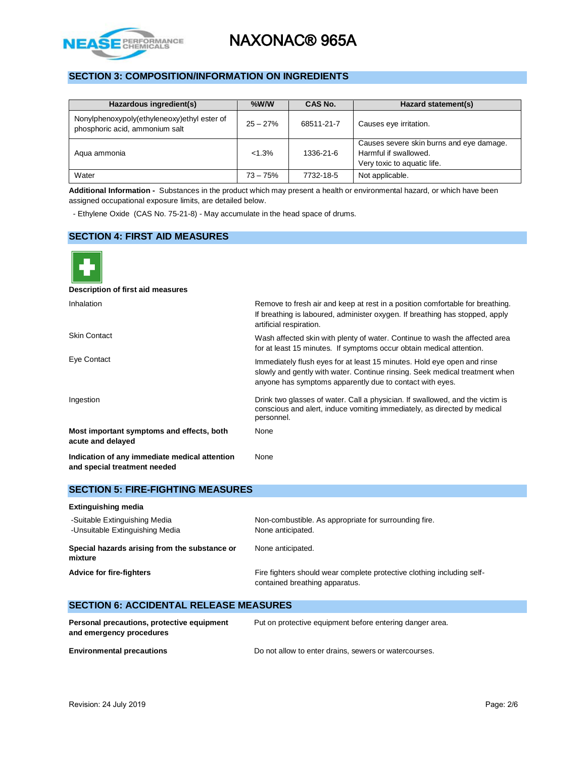## SECTION 3: COMPOSITION/INFORMATION ON INGREDIENTS

| Hazardous ingredient(s) | %W/W | CAS No. | Hazard statement(s) |
|---|---|---|---|
| Nonylphenoxypoly(ethyleneoxy)ethyl ester of phosphoric acid, ammonium salt | 25 – 27% | 68511-21-7 | Causes eye irritation. |
| Aqua ammonia | <1.3% | 1336-21-6 | Causes severe skin burns and eye damage. Harmful if swallowed. Very toxic to aquatic life. |
| Water | 73 – 75% | 7732-18-5 | Not applicable. |

**Additional Information -** Substances in the product which may present a health or environmental hazard, or which have been assigned occupational exposure limits, are detailed below.

- Ethylene Oxide (CAS No. 75-21-8) - May accumulate in the head space of drums.

## SECTION 4: FIRST AID MEASURES

**Description of first aid measures**

| | |
|---|---|
| Inhalation | Remove to fresh air and keep at rest in a position comfortable for breathing. If breathing is laboured, administer oxygen. If breathing has stopped, apply artificial respiration. |
| Skin Contact | Wash affected skin with plenty of water. Continue to wash the affected area for at least 15 minutes. If symptoms occur obtain medical attention. |
| Eye Contact | Immediately flush eyes for at least 15 minutes. Hold eye open and rinse slowly and gently with water. Continue rinsing. Seek medical treatment when anyone has symptoms apparently due to contact with eyes. |
| Ingestion | Drink two glasses of water. Call a physician. If swallowed, and the victim is conscious and alert, induce vomiting immediately, as directed by medical personnel. |
| **Most important symptoms and effects, both acute and delayed** | None |
| **Indication of any immediate medical attention and special treatment needed** | None |

## SECTION 5: FIRE-FIGHTING MEASURES

**Extinguishing media**

| | |
|---|---|
| -Suitable Extinguishing Media | Non-combustible. As appropriate for surrounding fire. |
| -Unsuitable Extinguishing Media | None anticipated. |
| **Special hazards arising from the substance or mixture** | None anticipated. |
| **Advice for fire-fighters** | Fire fighters should wear complete protective clothing including self-contained breathing apparatus. |

## SECTION 6: ACCIDENTAL RELEASE MEASURES

| | |
|---|---|
| **Personal precautions, protective equipment and emergency procedures** | Put on protective equipment before entering danger area. |
| **Environmental precautions** | Do not allow to enter drains, sewers or watercourses. |

Revision: 24 July 2019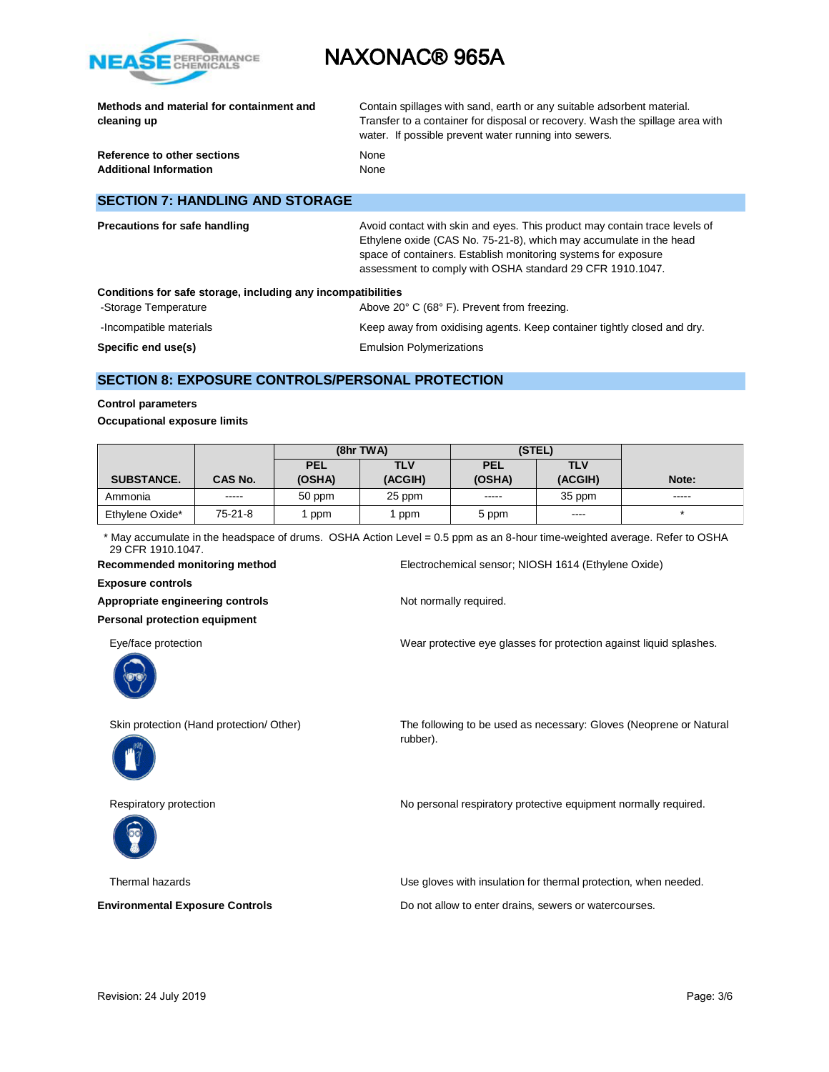**Methods and material for containment and cleaning up**

Contain spillages with sand, earth or any suitable adsorbent material. Transfer to a container for disposal or recovery. Wash the spillage area with water. If possible prevent water running into sewers.

**Reference to other sections** None

**Additional Information** None

## SECTION 7: HANDLING AND STORAGE

**Precautions for safe handling**

Avoid contact with skin and eyes. This product may contain trace levels of Ethylene oxide (CAS No. 75-21-8), which may accumulate in the head space of containers. Establish monitoring systems for exposure assessment to comply with OSHA standard 29 CFR 1910.1047.

**Conditions for safe storage, including any incompatibilities**

-Storage Temperature: Above 20° C (68° F). Prevent from freezing.

-Incompatible materials: Keep away from oxidising agents. Keep container tightly closed and dry.

**Specific end use(s)** Emulsion Polymerizations

## SECTION 8: EXPOSURE CONTROLS/PERSONAL PROTECTION

**Control parameters**

**Occupational exposure limits**

| | | (8hr TWA) | | (STEL) | | |
|---|---|---|---|---|---|---|
| **SUBSTANCE.** | **CAS No.** | **PEL (OSHA)** | **TLV (ACGIH)** | **PEL (OSHA)** | **TLV (ACGIH)** | **Note:** |
| Ammonia | ----- | 50 ppm | 25 ppm | ----- | 35 ppm | ----- |
| Ethylene Oxide* | 75-21-8 | 1 ppm | 1 ppm | 5 ppm | ---- | * |

\* May accumulate in the headspace of drums. OSHA Action Level = 0.5 ppm as an 8-hour time-weighted average. Refer to OSHA 29 CFR 1910.1047.

**Recommended monitoring method** Electrochemical sensor; NIOSH 1614 (Ethylene Oxide)

**Exposure controls**

**Appropriate engineering controls** Not normally required.

**Personal protection equipment**

Eye/face protection: Wear protective eye glasses for protection against liquid splashes.

Skin protection (Hand protection/ Other): The following to be used as necessary: Gloves (Neoprene or Natural rubber).

Respiratory protection: No personal respiratory protective equipment normally required.

Thermal hazards: Use gloves with insulation for thermal protection, when needed.

**Environmental Exposure Controls** Do not allow to enter drains, sewers or watercourses.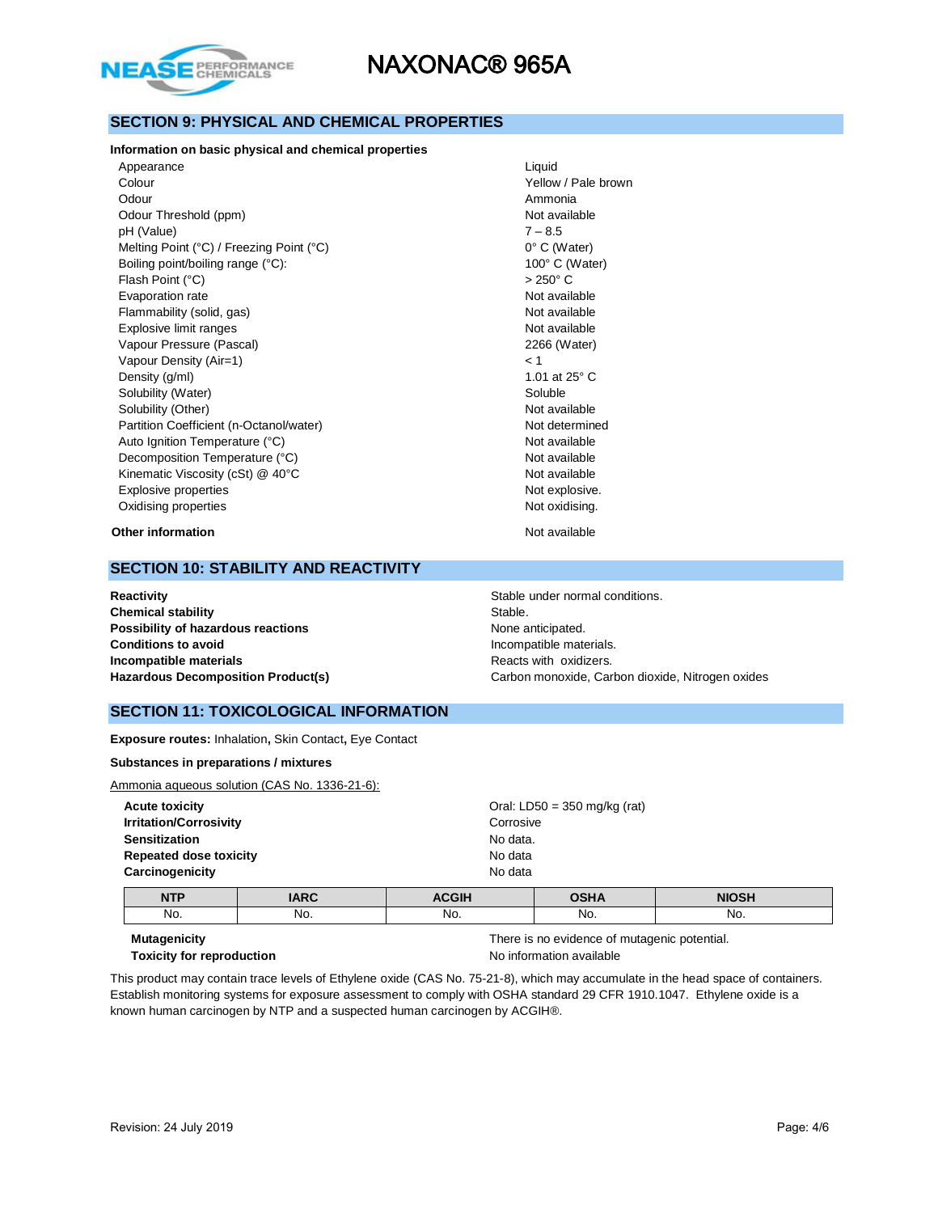# NAXONAC® 965A

## SECTION 9: PHYSICAL AND CHEMICAL PROPERTIES

**Information on basic physical and chemical properties**

| Property | Value |
|---|---|
| Appearance | Liquid |
| Colour | Yellow / Pale brown |
| Odour | Ammonia |
| Odour Threshold (ppm) | Not available |
| pH (Value) | 7 – 8.5 |
| Melting Point (°C) / Freezing Point (°C) | 0° C (Water) |
| Boiling point/boiling range (°C): | 100° C (Water) |
| Flash Point (°C) | > 250° C |
| Evaporation rate | Not available |
| Flammability (solid, gas) | Not available |
| Explosive limit ranges | Not available |
| Vapour Pressure (Pascal) | 2266 (Water) |
| Vapour Density (Air=1) | < 1 |
| Density (g/ml) | 1.01 at 25° C |
| Solubility (Water) | Soluble |
| Solubility (Other) | Not available |
| Partition Coefficient (n-Octanol/water) | Not determined |
| Auto Ignition Temperature (°C) | Not available |
| Decomposition Temperature (°C) | Not available |
| Kinematic Viscosity (cSt) @ 40°C | Not available |
| Explosive properties | Not explosive. |
| Oxidising properties | Not oxidising. |

**Other information** Not available

## SECTION 10: STABILITY AND REACTIVITY

| | |
|---|---|
| **Reactivity** | Stable under normal conditions. |
| **Chemical stability** | Stable. |
| **Possibility of hazardous reactions** | None anticipated. |
| **Conditions to avoid** | Incompatible materials. |
| **Incompatible materials** | Reacts with oxidizers. |
| **Hazardous Decomposition Product(s)** | Carbon monoxide, Carbon dioxide, Nitrogen oxides |

## SECTION 11: TOXICOLOGICAL INFORMATION

**Exposure routes:** Inhalation**,** Skin Contact**,** Eye Contact

**Substances in preparations / mixtures**

Ammonia aqueous solution (CAS No. 1336-21-6):

| | |
|---|---|
| **Acute toxicity** | Oral: LD50 = 350 mg/kg (rat) |
| **Irritation/Corrosivity** | Corrosive |
| **Sensitization** | No data. |
| **Repeated dose toxicity** | No data |
| **Carcinogenicity** | No data |

| NTP | IARC | ACGIH | OSHA | NIOSH |
|---|---|---|---|---|
| No. | No. | No. | No. | No. |

| | |
|---|---|
| **Mutagenicity** | There is no evidence of mutagenic potential. |
| **Toxicity for reproduction** | No information available |

This product may contain trace levels of Ethylene oxide (CAS No. 75-21-8), which may accumulate in the head space of containers. Establish monitoring systems for exposure assessment to comply with OSHA standard 29 CFR 1910.1047. Ethylene oxide is a known human carcinogen by NTP and a suspected human carcinogen by ACGIH®.

Revision: 24 July 2019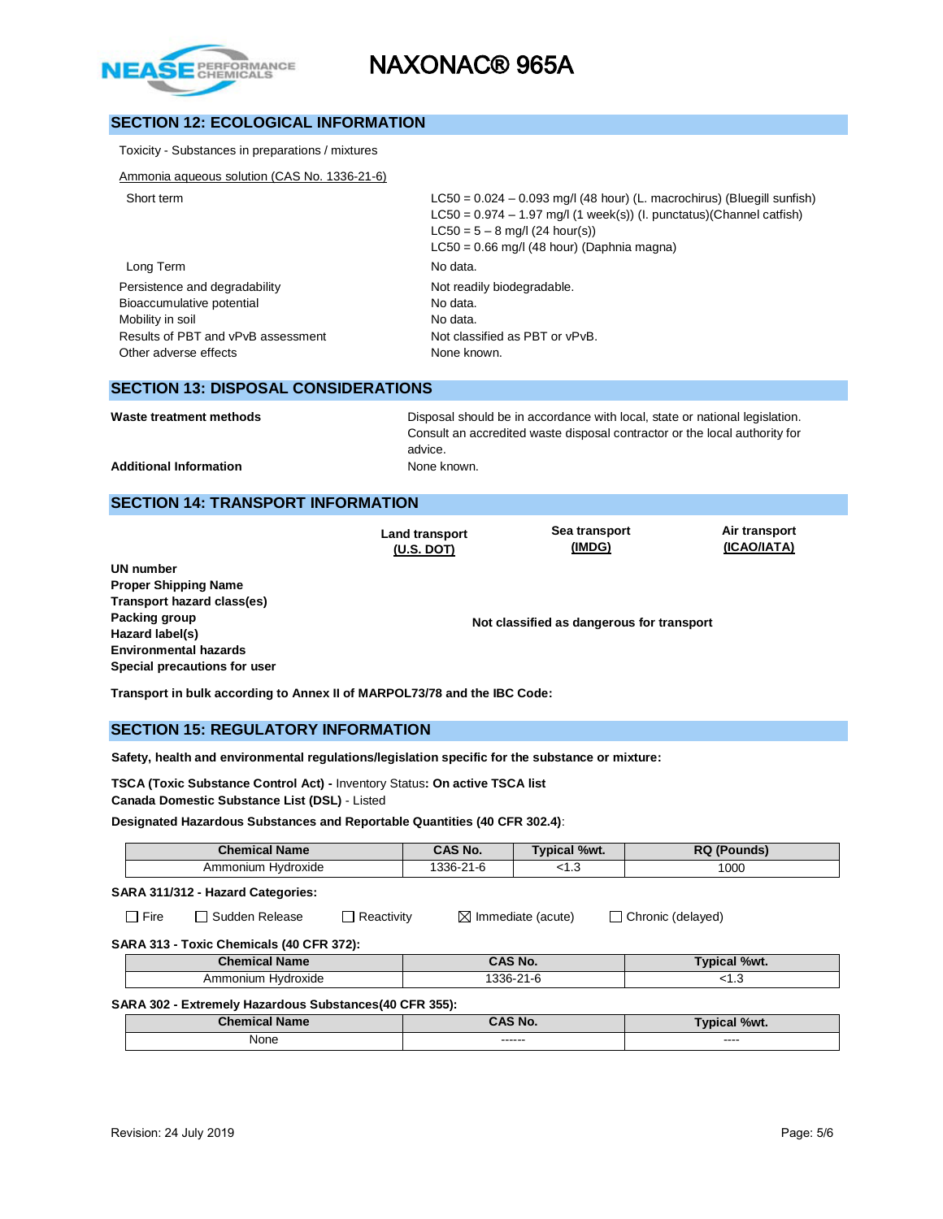## SECTION 12: ECOLOGICAL INFORMATION

Toxicity - Substances in preparations / mixtures

Ammonia aqueous solution (CAS No. 1336-21-6)

| | |
|---|---|
| Short term | LC50 = 0.024 – 0.093 mg/l (48 hour) (L. macrochirus) (Bluegill sunfish)<br>LC50 = 0.974 – 1.97 mg/l (1 week(s)) (I. punctatus)(Channel catfish)<br>LC50 = 5 – 8 mg/l (24 hour(s))<br>LC50 = 0.66 mg/l (48 hour) (Daphnia magna) |
| Long Term | No data. |
| Persistence and degradability | Not readily biodegradable. |
| Bioaccumulative potential | No data. |
| Mobility in soil | No data. |
| Results of PBT and vPvB assessment | Not classified as PBT or vPvB. |
| Other adverse effects | None known. |

## SECTION 13: DISPOSAL CONSIDERATIONS

**Waste treatment methods** — Disposal should be in accordance with local, state or national legislation. Consult an accredited waste disposal contractor or the local authority for advice.

**Additional Information** — None known.

## SECTION 14: TRANSPORT INFORMATION

| | Land transport (U.S. DOT) | Sea transport (IMDG) | Air transport (ICAO/IATA) |
|---|---|---|---|
| **UN number** | | | |
| **Proper Shipping Name** | | | |
| **Transport hazard class(es)** | | | |
| **Packing group** | | **Not classified as dangerous for transport** | |
| **Hazard label(s)** | | | |
| **Environmental hazards** | | | |
| **Special precautions for user** | | | |

**Transport in bulk according to Annex II of MARPOL73/78 and the IBC Code:**

## SECTION 15: REGULATORY INFORMATION

**Safety, health and environmental regulations/legislation specific for the substance or mixture:**

**TSCA (Toxic Substance Control Act) -** Inventory Status**: On active TSCA list**
**Canada Domestic Substance List (DSL)** - Listed

**Designated Hazardous Substances and Reportable Quantities (40 CFR 302.4)**:

| Chemical Name | CAS No. | Typical %wt. | RQ (Pounds) |
|---|---|---|---|
| Ammonium Hydroxide | 1336-21-6 | <1.3 | 1000 |

**SARA 311/312 - Hazard Categories:**

☐ Fire ☐ Sudden Release ☐ Reactivity ☒ Immediate (acute) ☐ Chronic (delayed)

**SARA 313 - Toxic Chemicals (40 CFR 372):**

| Chemical Name | CAS No. | Typical %wt. |
|---|---|---|
| Ammonium Hydroxide | 1336-21-6 | <1.3 |

**SARA 302 - Extremely Hazardous Substances(40 CFR 355):**

| Chemical Name | CAS No. | Typical %wt. |
|---|---|---|
| None | ------ | ---- |

Revision: 24 July 2019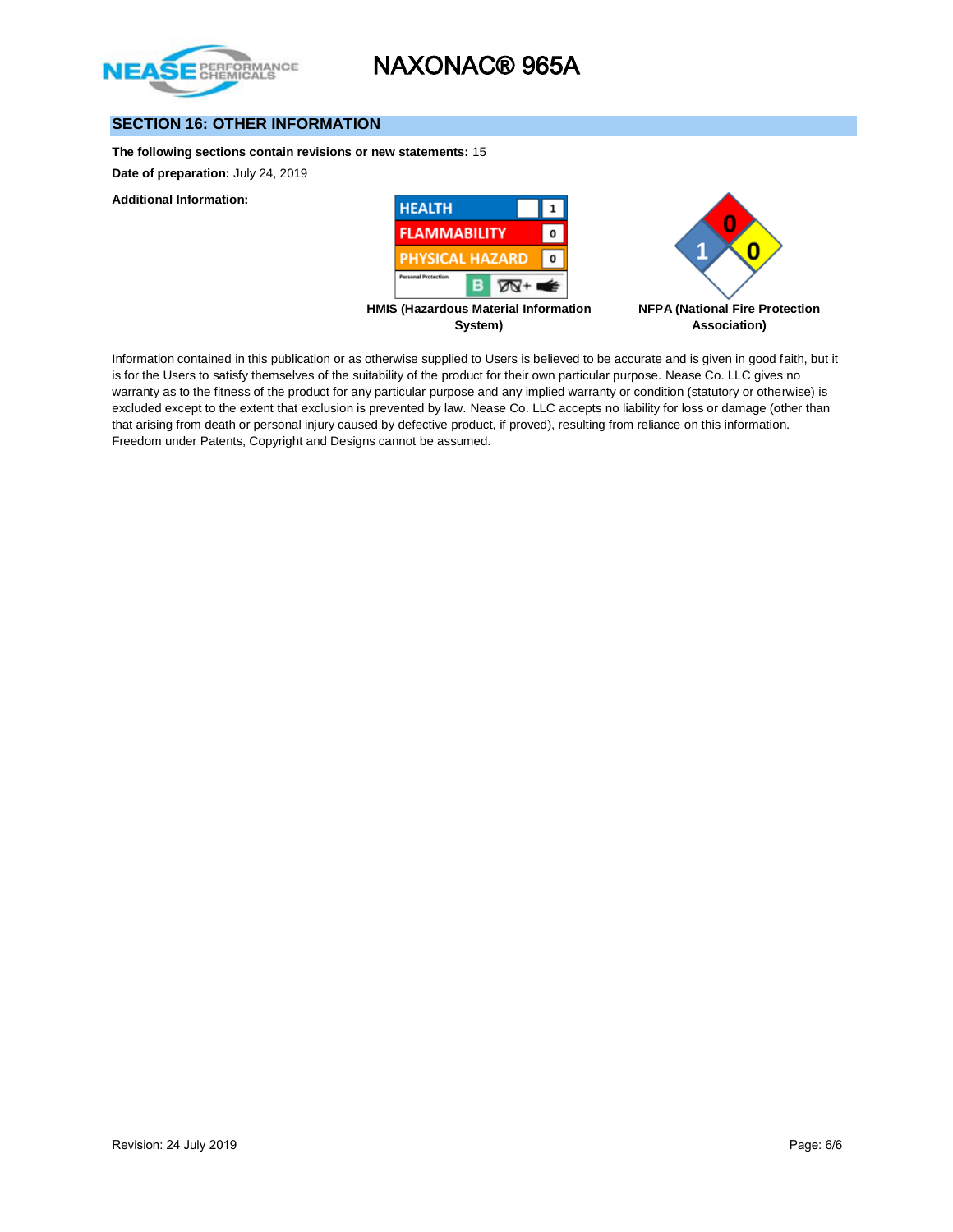## SECTION 16: OTHER INFORMATION

**The following sections contain revisions or new statements:** 15

**Date of preparation:** July 24, 2019

**Additional Information:**

| | |
|---|---|
| HEALTH | 1 |
| FLAMMABILITY | 0 |
| PHYSICAL HAZARD | 0 |
| Personal Protection | B |

**HMIS (Hazardous Material Information System)**

1

0

0

**NFPA (National Fire Protection Association)**

Information contained in this publication or as otherwise supplied to Users is believed to be accurate and is given in good faith, but it is for the Users to satisfy themselves of the suitability of the product for their own particular purpose. Nease Co. LLC gives no warranty as to the fitness of the product for any particular purpose and any implied warranty or condition (statutory or otherwise) is excluded except to the extent that exclusion is prevented by law. Nease Co. LLC accepts no liability for loss or damage (other than that arising from death or personal injury caused by defective product, if proved), resulting from reliance on this information. Freedom under Patents, Copyright and Designs cannot be assumed.